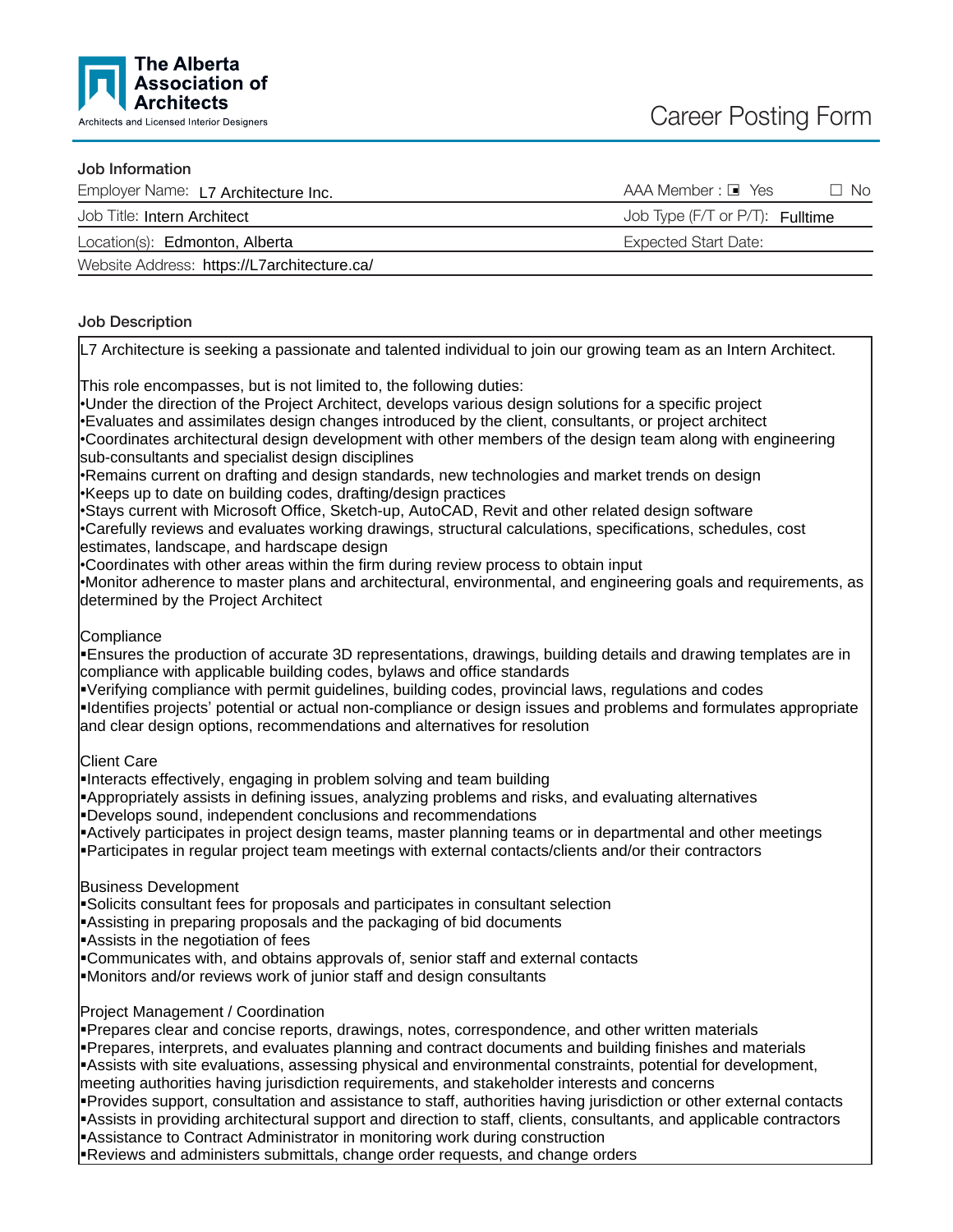The Alberta Association of Architects

Architects and Licensed Interior Designers

# Career Posting Form

## Job Information

| | |
|---|---|
| Employer Name: L7 Architecture Inc. | AAA Member : ■ Yes ☐ No |
| Job Title: Intern Architect | Job Type (F/T or P/T): Fulltime |
| Location(s): Edmonton, Alberta | Expected Start Date: |
| Website Address: https://L7architecture.ca/ | |

## Job Description

L7 Architecture is seeking a passionate and talented individual to join our growing team as an Intern Architect.

This role encompasses, but is not limited to, the following duties:

- Under the direction of the Project Architect, develops various design solutions for a specific project
- Evaluates and assimilates design changes introduced by the client, consultants, or project architect
- Coordinates architectural design development with other members of the design team along with engineering sub-consultants and specialist design disciplines
- Remains current on drafting and design standards, new technologies and market trends on design
- Keeps up to date on building codes, drafting/design practices
- Stays current with Microsoft Office, Sketch-up, AutoCAD, Revit and other related design software
- Carefully reviews and evaluates working drawings, structural calculations, specifications, schedules, cost estimates, landscape, and hardscape design
- Coordinates with other areas within the firm during review process to obtain input
- Monitor adherence to master plans and architectural, environmental, and engineering goals and requirements, as determined by the Project Architect

Compliance

- Ensures the production of accurate 3D representations, drawings, building details and drawing templates are in compliance with applicable building codes, bylaws and office standards
- Verifying compliance with permit guidelines, building codes, provincial laws, regulations and codes
- Identifies projects' potential or actual non-compliance or design issues and problems and formulates appropriate and clear design options, recommendations and alternatives for resolution

Client Care

- Interacts effectively, engaging in problem solving and team building
- Appropriately assists in defining issues, analyzing problems and risks, and evaluating alternatives
- Develops sound, independent conclusions and recommendations
- Actively participates in project design teams, master planning teams or in departmental and other meetings
- Participates in regular project team meetings with external contacts/clients and/or their contractors

Business Development

- Solicits consultant fees for proposals and participates in consultant selection
- Assisting in preparing proposals and the packaging of bid documents
- Assists in the negotiation of fees
- Communicates with, and obtains approvals of, senior staff and external contacts
- Monitors and/or reviews work of junior staff and design consultants

Project Management / Coordination

- Prepares clear and concise reports, drawings, notes, correspondence, and other written materials
- Prepares, interprets, and evaluates planning and contract documents and building finishes and materials
- Assists with site evaluations, assessing physical and environmental constraints, potential for development, meeting authorities having jurisdiction requirements, and stakeholder interests and concerns
- Provides support, consultation and assistance to staff, authorities having jurisdiction or other external contacts
- Assists in providing architectural support and direction to staff, clients, consultants, and applicable contractors
- Assistance to Contract Administrator in monitoring work during construction
- Reviews and administers submittals, change order requests, and change orders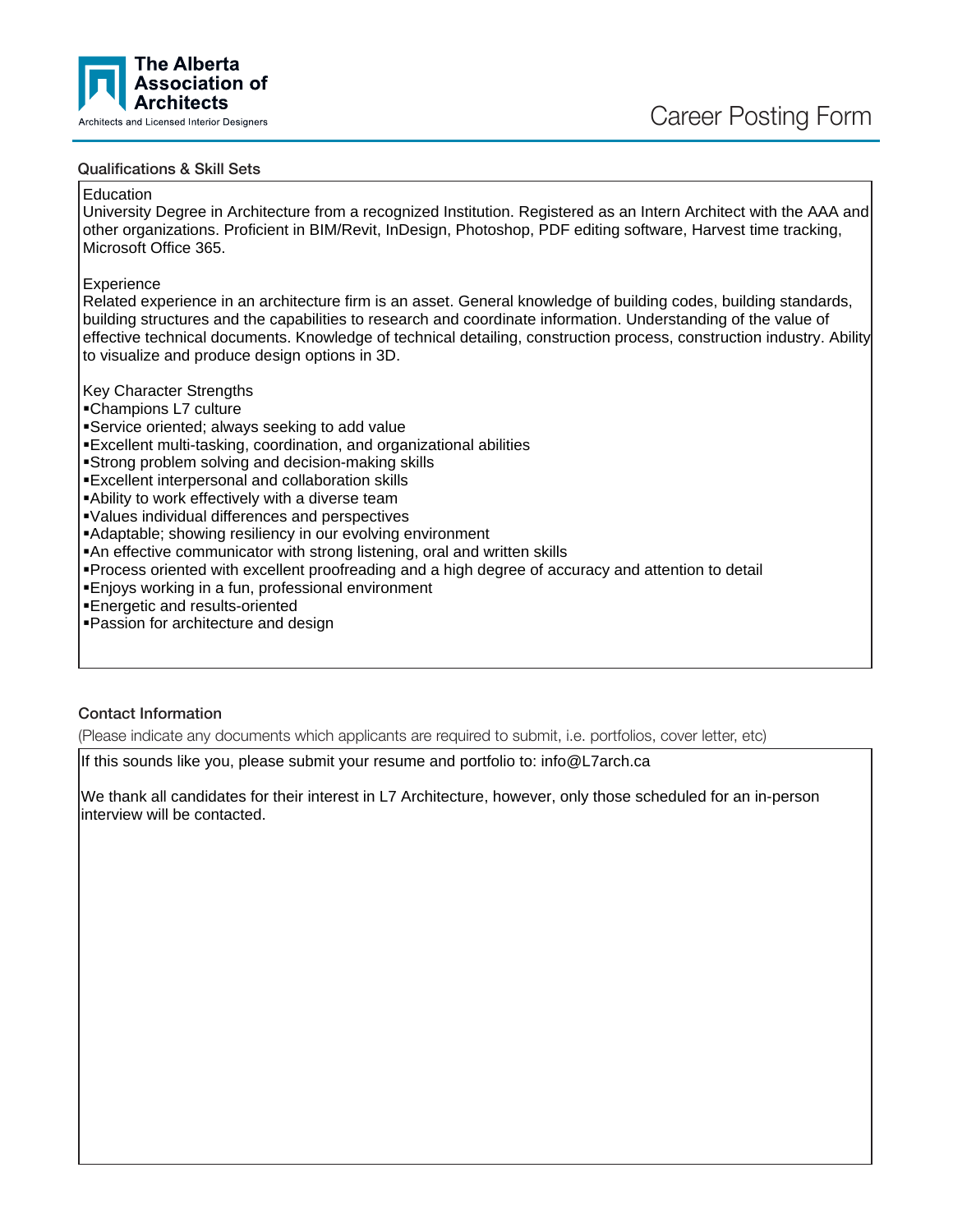## Qualifications & Skill Sets

Education
University Degree in Architecture from a recognized Institution. Registered as an Intern Architect with the AAA and other organizations. Proficient in BIM/Revit, InDesign, Photoshop, PDF editing software, Harvest time tracking, Microsoft Office 365.

Experience
Related experience in an architecture firm is an asset. General knowledge of building codes, building standards, building structures and the capabilities to research and coordinate information. Understanding of the value of effective technical documents. Knowledge of technical detailing, construction process, construction industry. Ability to visualize and produce design options in 3D.

Key Character Strengths

- Champions L7 culture
- Service oriented; always seeking to add value
- Excellent multi-tasking, coordination, and organizational abilities
- Strong problem solving and decision-making skills
- Excellent interpersonal and collaboration skills
- Ability to work effectively with a diverse team
- Values individual differences and perspectives
- Adaptable; showing resiliency in our evolving environment
- An effective communicator with strong listening, oral and written skills
- Process oriented with excellent proofreading and a high degree of accuracy and attention to detail
- Enjoys working in a fun, professional environment
- Energetic and results-oriented
- Passion for architecture and design

## Contact Information

(Please indicate any documents which applicants are required to submit, i.e. portfolios, cover letter, etc)

If this sounds like you, please submit your resume and portfolio to: info@L7arch.ca

We thank all candidates for their interest in L7 Architecture, however, only those scheduled for an in-person interview will be contacted.